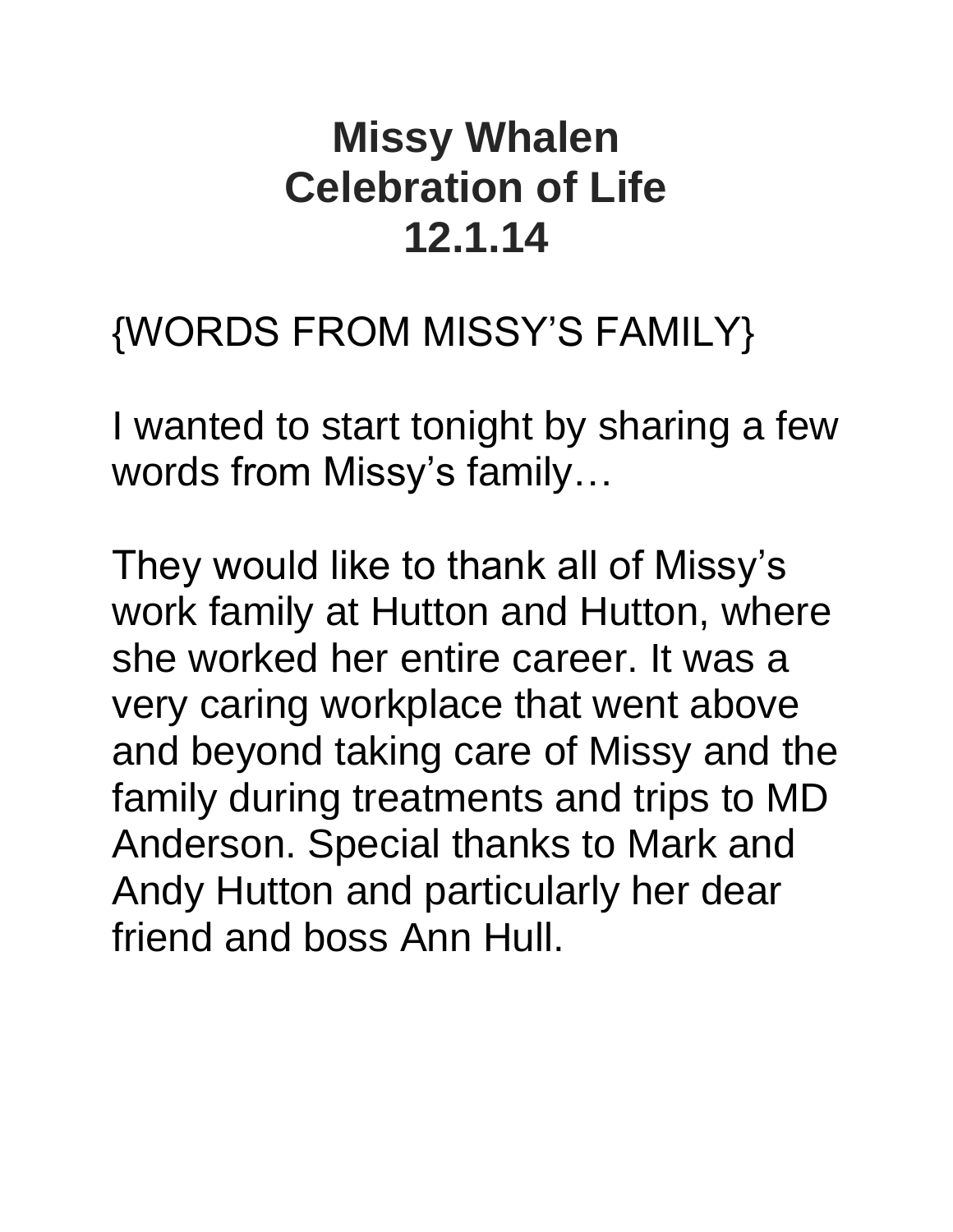# Missy Whalen
# Celebration of Life
# 12.1.14

{WORDS FROM MISSY'S FAMILY}

I wanted to start tonight by sharing a few words from Missy's family…

They would like to thank all of Missy's work family at Hutton and Hutton, where she worked her entire career. It was a very caring workplace that went above and beyond taking care of Missy and the family during treatments and trips to MD Anderson. Special thanks to Mark and Andy Hutton and particularly her dear friend and boss Ann Hull.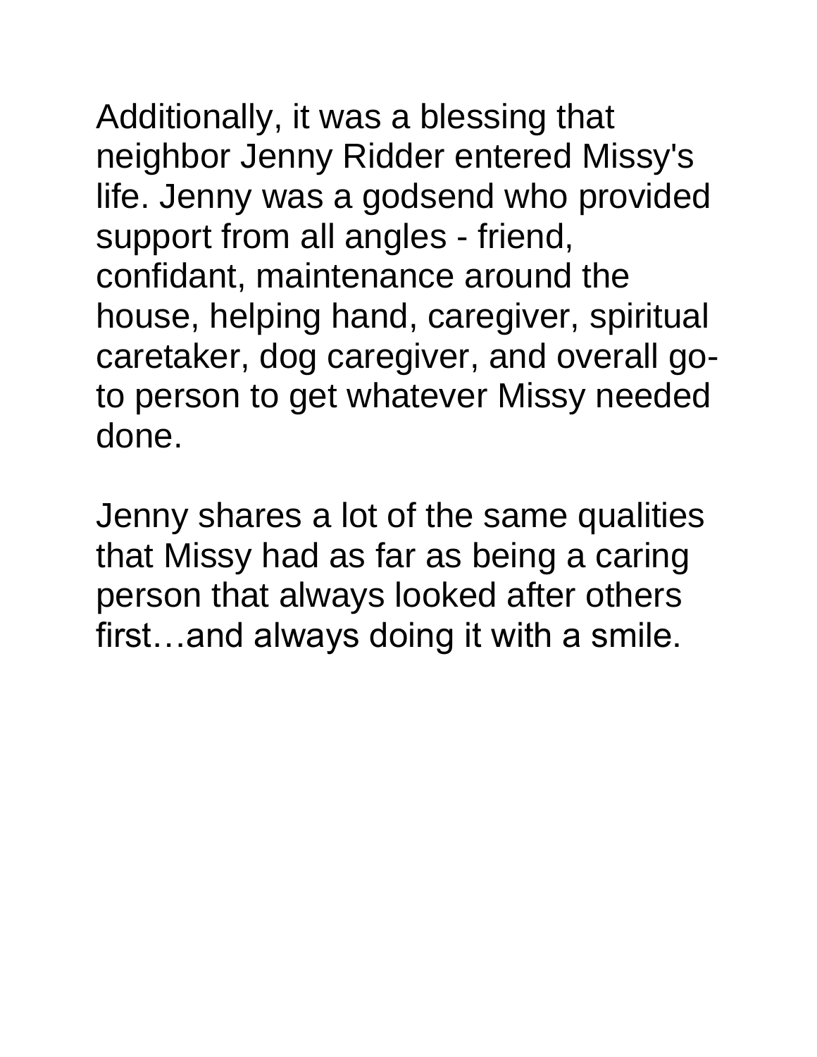Additionally, it was a blessing that neighbor Jenny Ridder entered Missy's life. Jenny was a godsend who provided support from all angles - friend, confidant, maintenance around the house, helping hand, caregiver, spiritual caretaker, dog caregiver, and overall go-to person to get whatever Missy needed done.

Jenny shares a lot of the same qualities that Missy had as far as being a caring person that always looked after others first…and always doing it with a smile.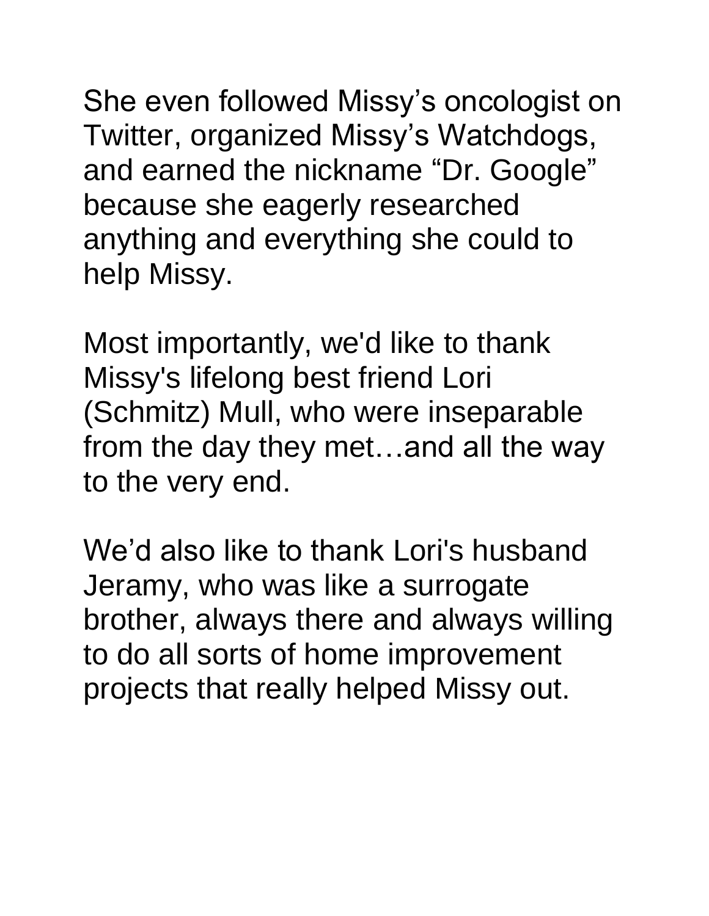She even followed Missy's oncologist on Twitter, organized Missy's Watchdogs, and earned the nickname "Dr. Google" because she eagerly researched anything and everything she could to help Missy.

Most importantly, we'd like to thank Missy's lifelong best friend Lori (Schmitz) Mull, who were inseparable from the day they met…and all the way to the very end.

We'd also like to thank Lori's husband Jeramy, who was like a surrogate brother, always there and always willing to do all sorts of home improvement projects that really helped Missy out.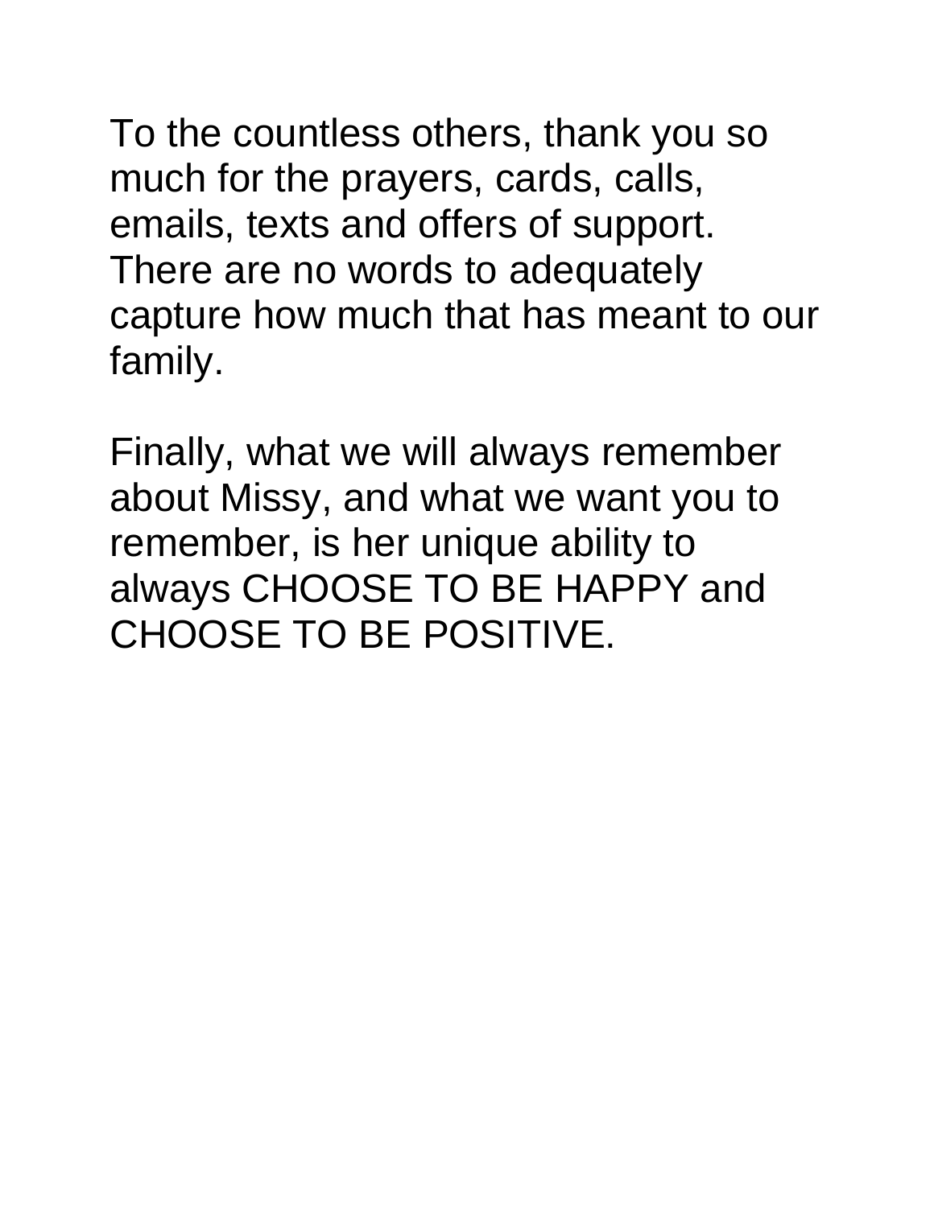To the countless others, thank you so much for the prayers, cards, calls, emails, texts and offers of support. There are no words to adequately capture how much that has meant to our family.

Finally, what we will always remember about Missy, and what we want you to remember, is her unique ability to always CHOOSE TO BE HAPPY and CHOOSE TO BE POSITIVE.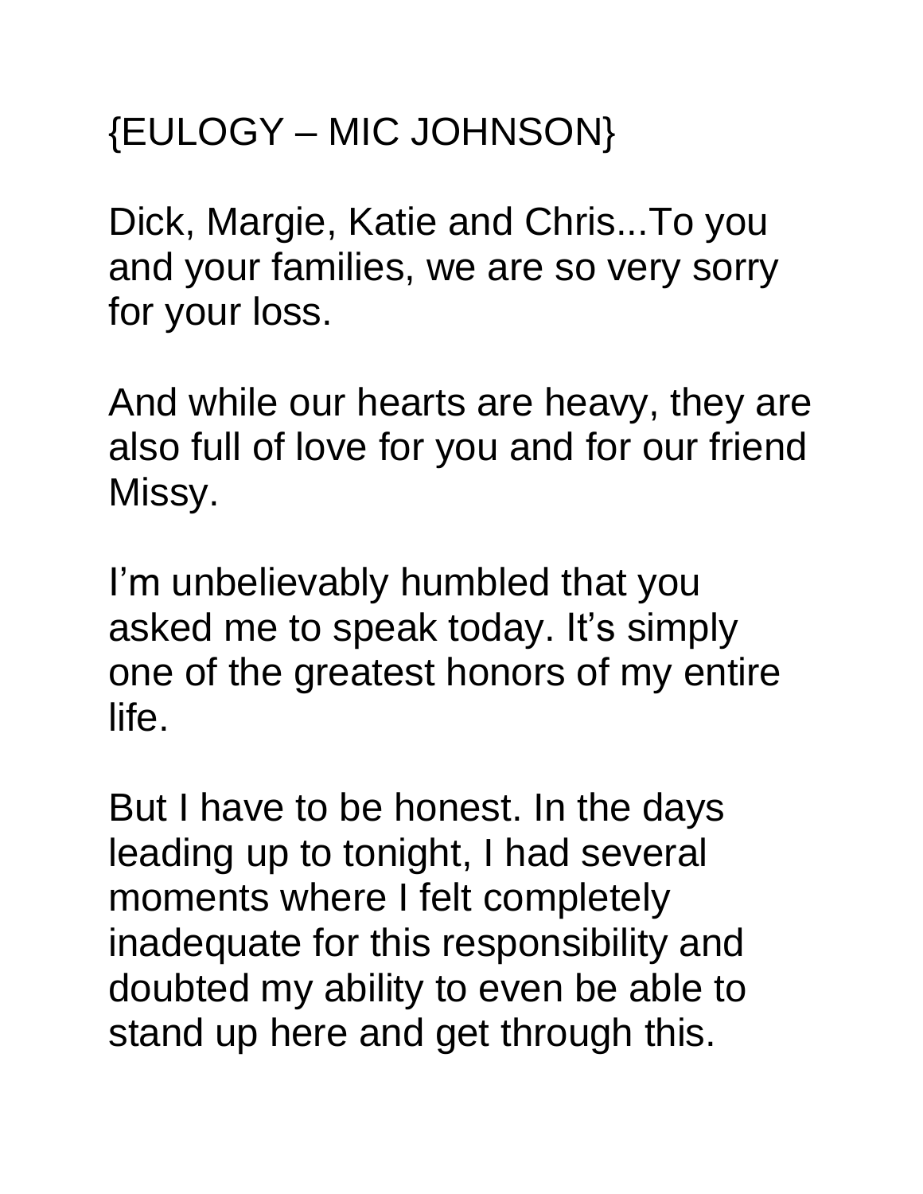{EULOGY – MIC JOHNSON}

Dick, Margie, Katie and Chris...To you and your families, we are so very sorry for your loss.

And while our hearts are heavy, they are also full of love for you and for our friend Missy.

I'm unbelievably humbled that you asked me to speak today. It's simply one of the greatest honors of my entire life.

But I have to be honest. In the days leading up to tonight, I had several moments where I felt completely inadequate for this responsibility and doubted my ability to even be able to stand up here and get through this.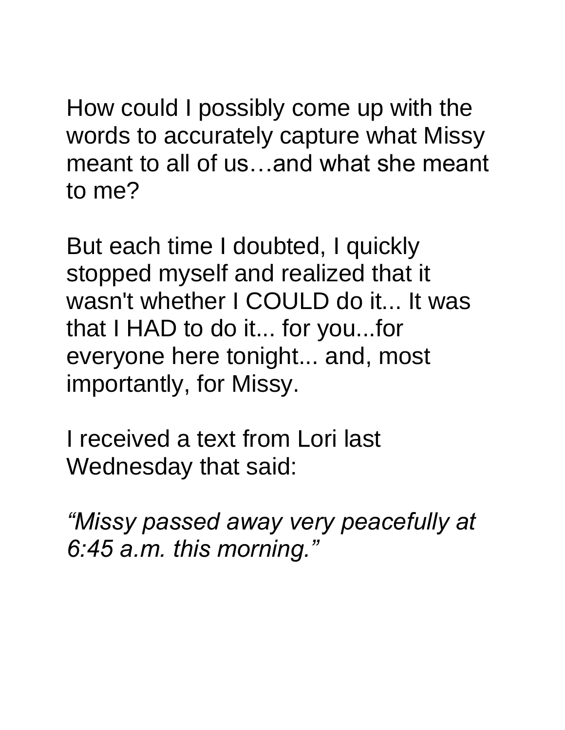How could I possibly come up with the words to accurately capture what Missy meant to all of us…and what she meant to me?

But each time I doubted, I quickly stopped myself and realized that it wasn't whether I COULD do it... It was that I HAD to do it... for you...for everyone here tonight... and, most importantly, for Missy.

I received a text from Lori last Wednesday that said:

*“Missy passed away very peacefully at 6:45 a.m. this morning.”*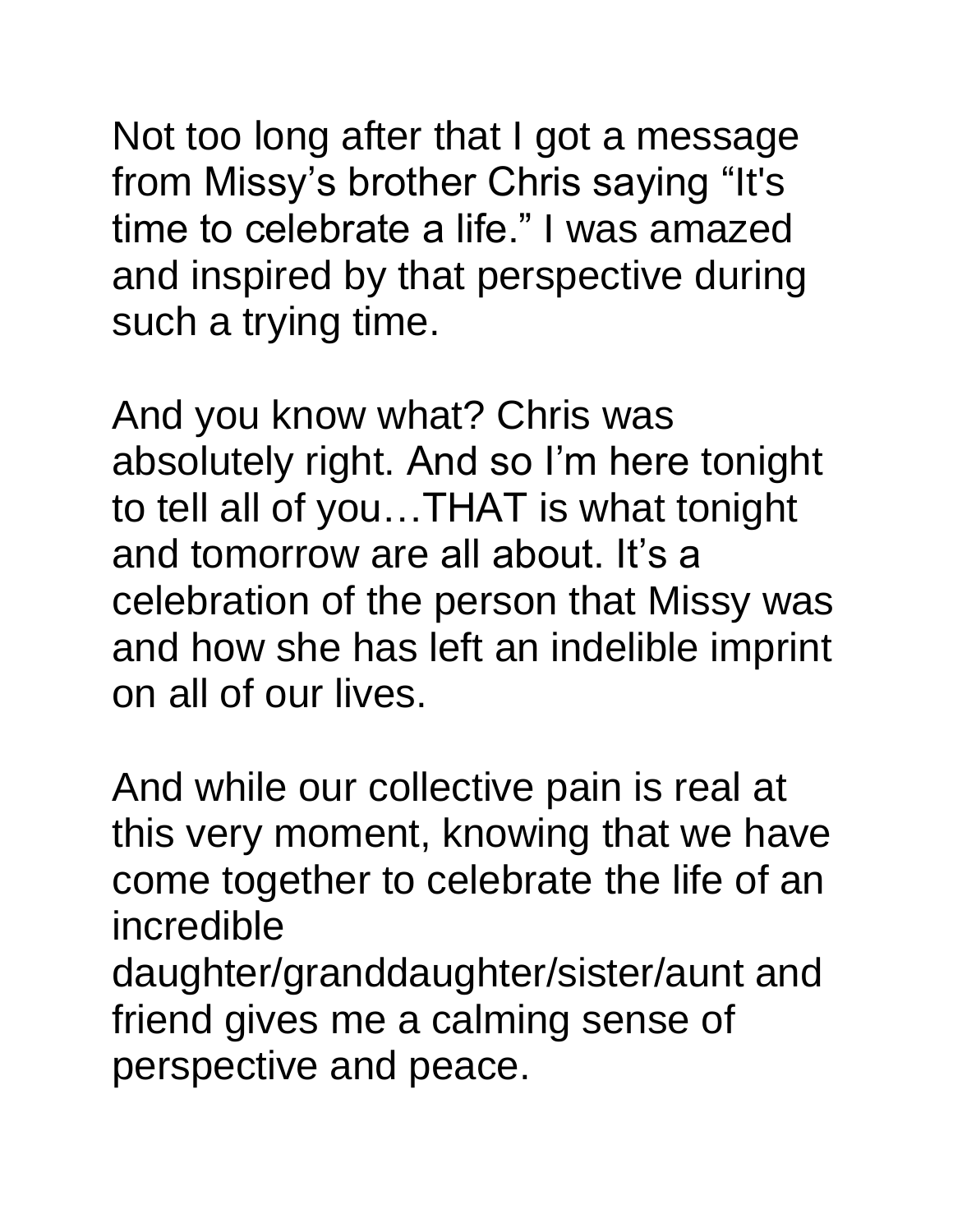Not too long after that I got a message from Missy's brother Chris saying "It's time to celebrate a life." I was amazed and inspired by that perspective during such a trying time.

And you know what? Chris was absolutely right. And so I'm here tonight to tell all of you…THAT is what tonight and tomorrow are all about. It's a celebration of the person that Missy was and how she has left an indelible imprint on all of our lives.

And while our collective pain is real at this very moment, knowing that we have come together to celebrate the life of an incredible daughter/granddaughter/sister/aunt and friend gives me a calming sense of perspective and peace.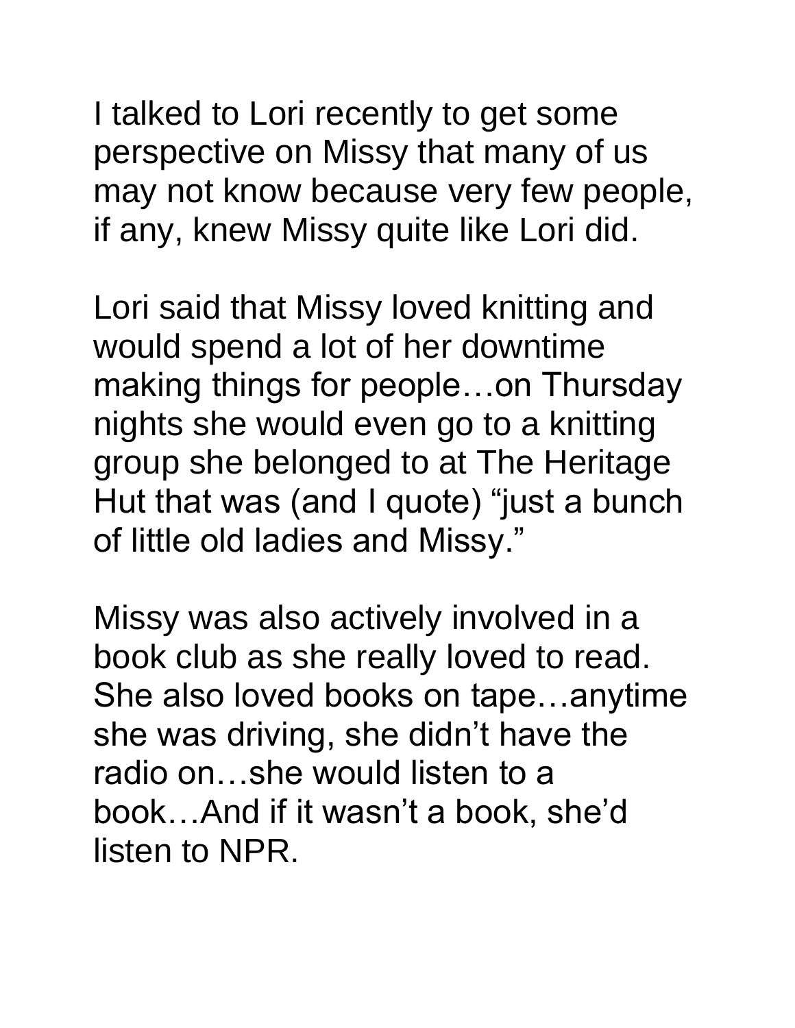I talked to Lori recently to get some perspective on Missy that many of us may not know because very few people, if any, knew Missy quite like Lori did.

Lori said that Missy loved knitting and would spend a lot of her downtime making things for people…on Thursday nights she would even go to a knitting group she belonged to at The Heritage Hut that was (and I quote) "just a bunch of little old ladies and Missy."

Missy was also actively involved in a book club as she really loved to read. She also loved books on tape…anytime she was driving, she didn't have the radio on…she would listen to a book…And if it wasn't a book, she'd listen to NPR.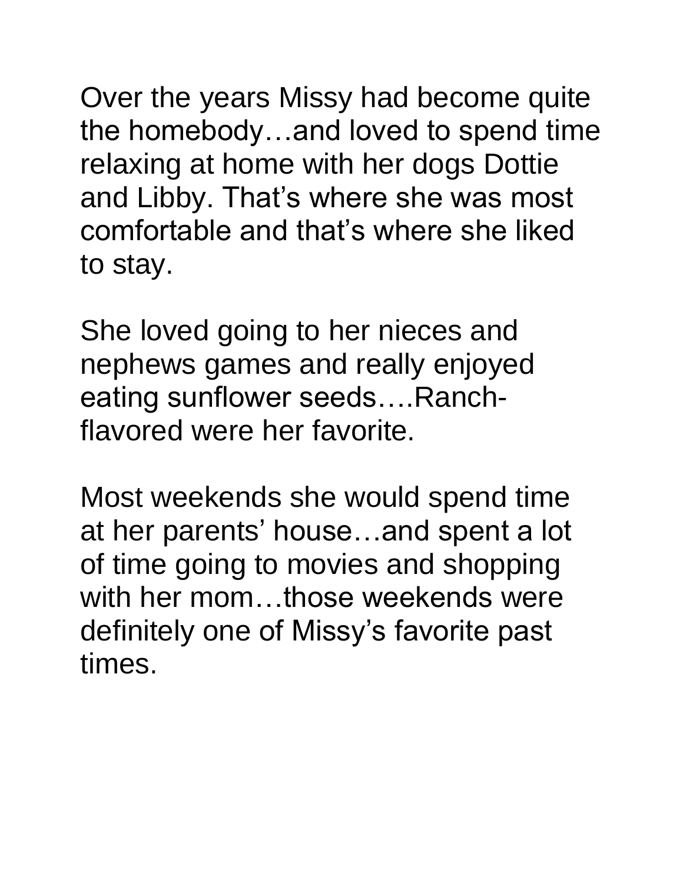Over the years Missy had become quite the homebody…and loved to spend time relaxing at home with her dogs Dottie and Libby. That's where she was most comfortable and that's where she liked to stay.

She loved going to her nieces and nephews games and really enjoyed eating sunflower seeds….Ranch-flavored were her favorite.

Most weekends she would spend time at her parents' house…and spent a lot of time going to movies and shopping with her mom…those weekends were definitely one of Missy's favorite past times.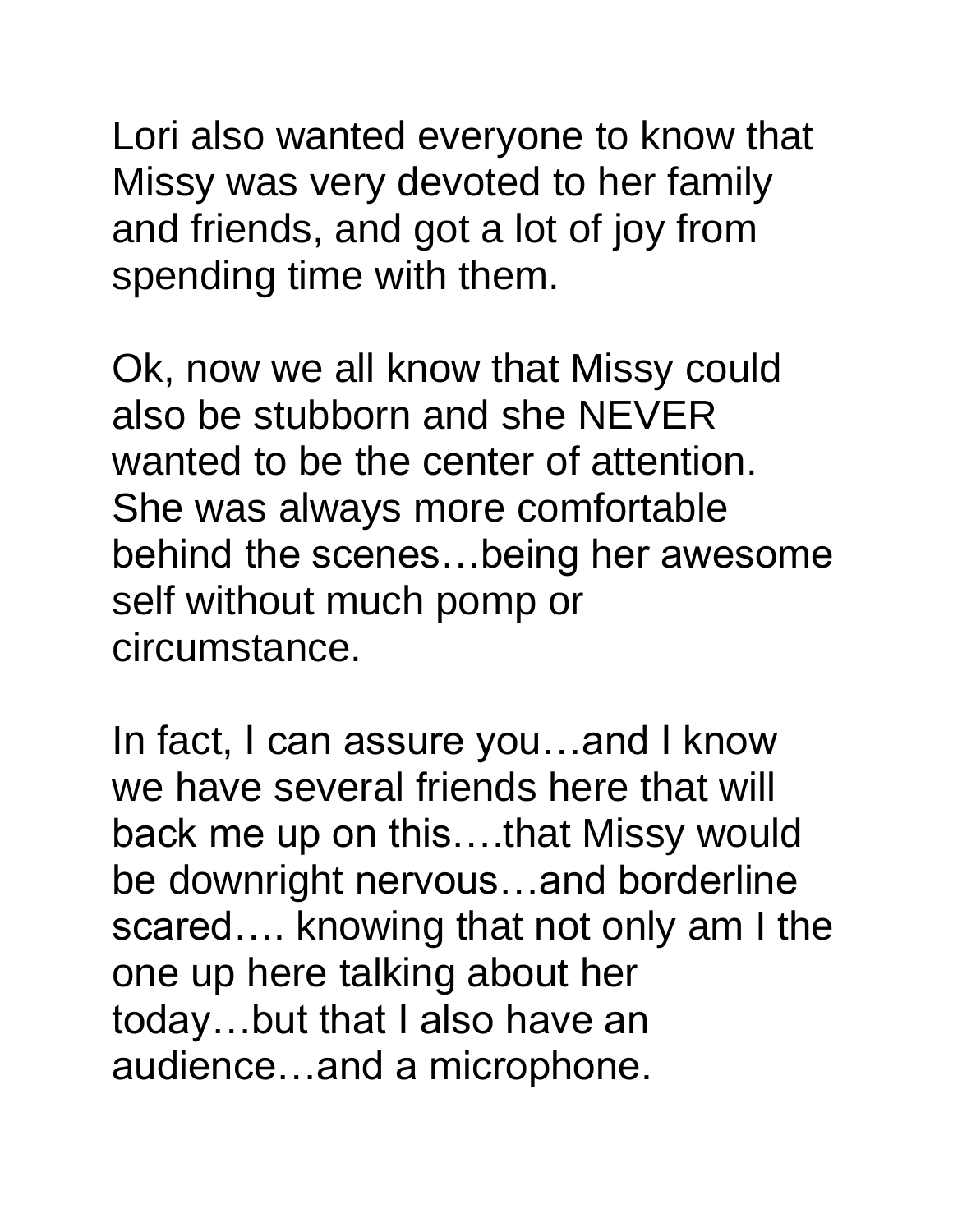Lori also wanted everyone to know that Missy was very devoted to her family and friends, and got a lot of joy from spending time with them.

Ok, now we all know that Missy could also be stubborn and she NEVER wanted to be the center of attention. She was always more comfortable behind the scenes…being her awesome self without much pomp or circumstance.

In fact, I can assure you…and I know we have several friends here that will back me up on this….that Missy would be downright nervous…and borderline scared…. knowing that not only am I the one up here talking about her today…but that I also have an audience…and a microphone.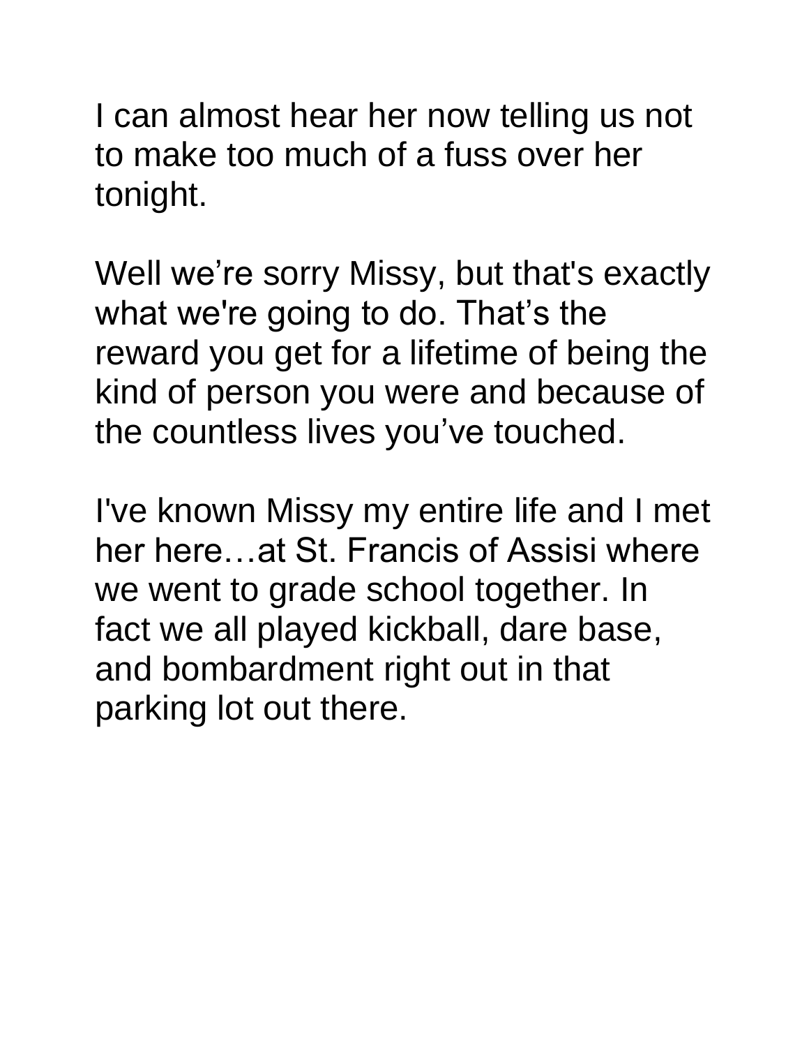I can almost hear her now telling us not to make too much of a fuss over her tonight.

Well we’re sorry Missy, but that's exactly what we're going to do. That’s the reward you get for a lifetime of being the kind of person you were and because of the countless lives you’ve touched.

I've known Missy my entire life and I met her here…at St. Francis of Assisi where we went to grade school together. In fact we all played kickball, dare base, and bombardment right out in that parking lot out there.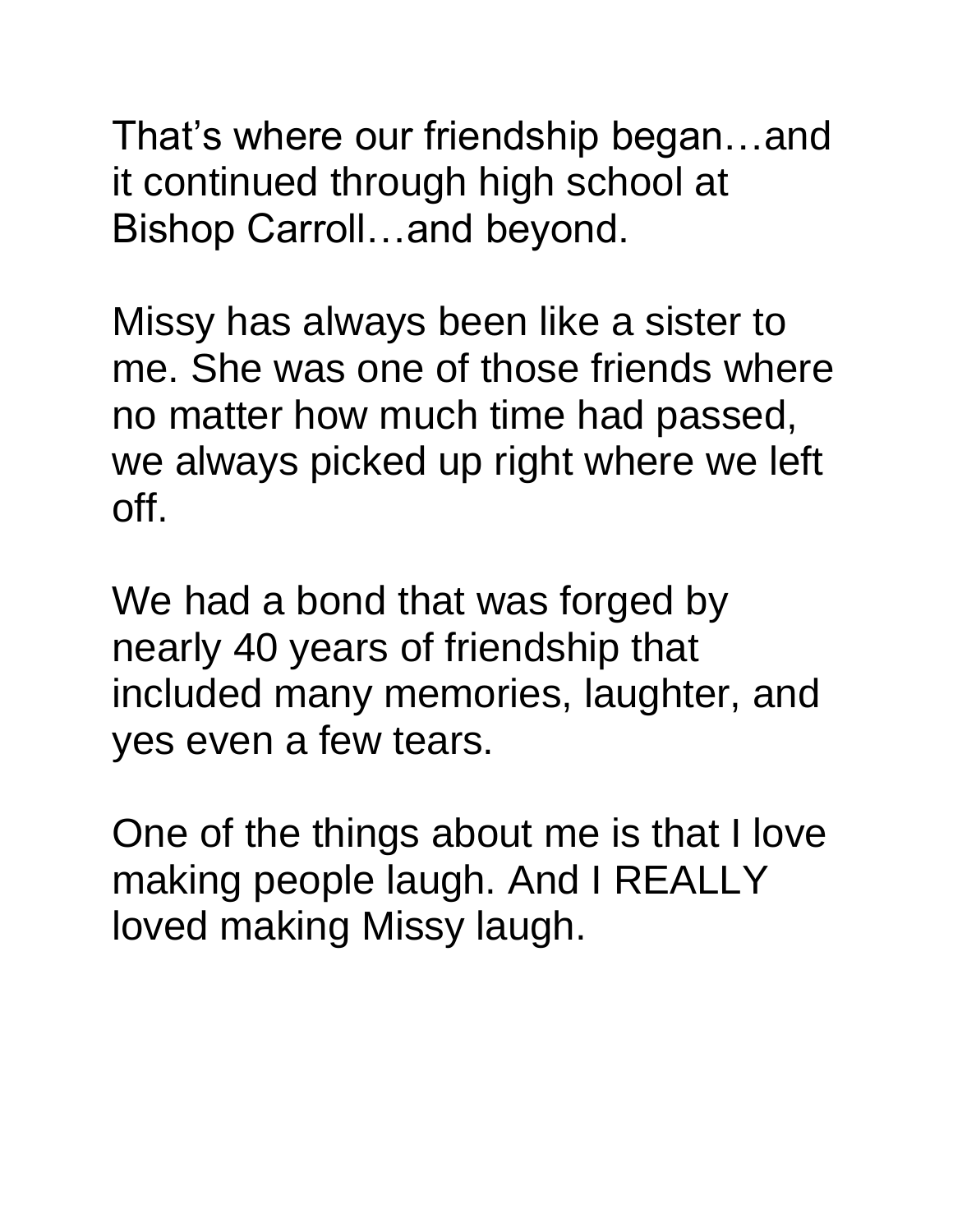That's where our friendship began…and it continued through high school at Bishop Carroll…and beyond.

Missy has always been like a sister to me. She was one of those friends where no matter how much time had passed, we always picked up right where we left off.

We had a bond that was forged by nearly 40 years of friendship that included many memories, laughter, and yes even a few tears.

One of the things about me is that I love making people laugh. And I REALLY loved making Missy laugh.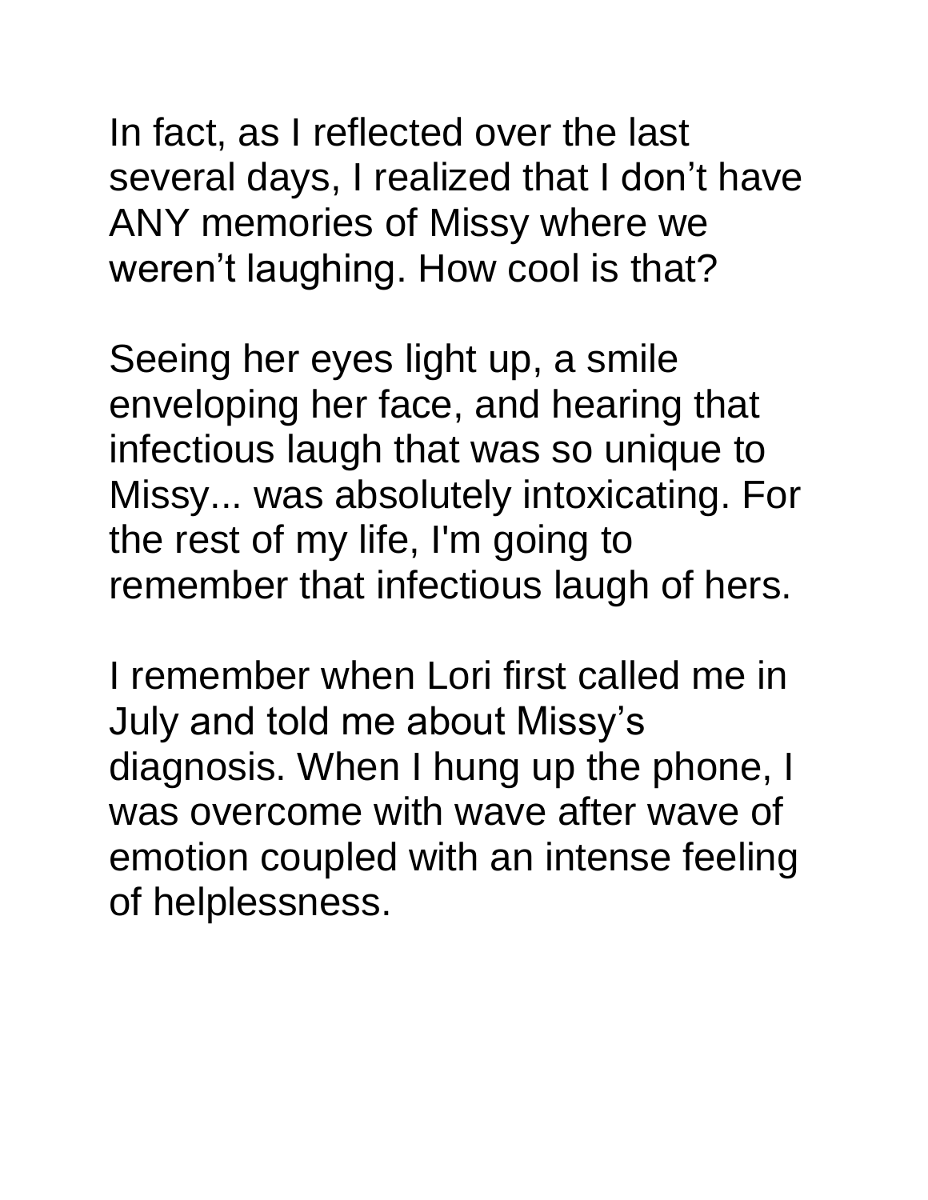In fact, as I reflected over the last several days, I realized that I don’t have ANY memories of Missy where we weren’t laughing. How cool is that?

Seeing her eyes light up, a smile enveloping her face, and hearing that infectious laugh that was so unique to Missy... was absolutely intoxicating. For the rest of my life, I'm going to remember that infectious laugh of hers.

I remember when Lori first called me in July and told me about Missy’s diagnosis. When I hung up the phone, I was overcome with wave after wave of emotion coupled with an intense feeling of helplessness.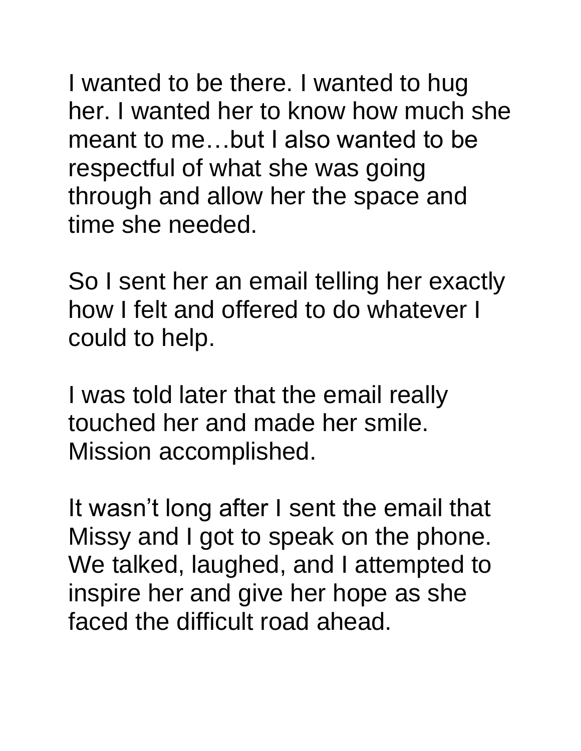I wanted to be there. I wanted to hug her. I wanted her to know how much she meant to me…but I also wanted to be respectful of what she was going through and allow her the space and time she needed.

So I sent her an email telling her exactly how I felt and offered to do whatever I could to help.

I was told later that the email really touched her and made her smile. Mission accomplished.

It wasn't long after I sent the email that Missy and I got to speak on the phone. We talked, laughed, and I attempted to inspire her and give her hope as she faced the difficult road ahead.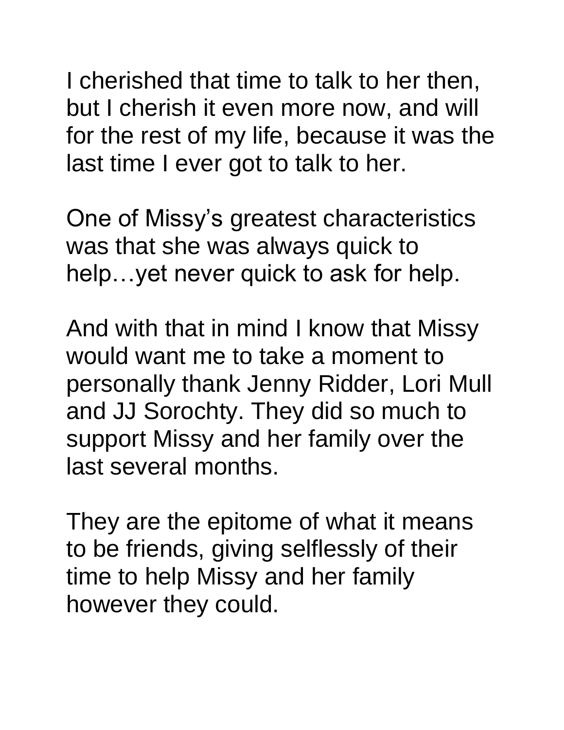I cherished that time to talk to her then, but I cherish it even more now, and will for the rest of my life, because it was the last time I ever got to talk to her.

One of Missy's greatest characteristics was that she was always quick to help…yet never quick to ask for help.

And with that in mind I know that Missy would want me to take a moment to personally thank Jenny Ridder, Lori Mull and JJ Sorochty. They did so much to support Missy and her family over the last several months.

They are the epitome of what it means to be friends, giving selflessly of their time to help Missy and her family however they could.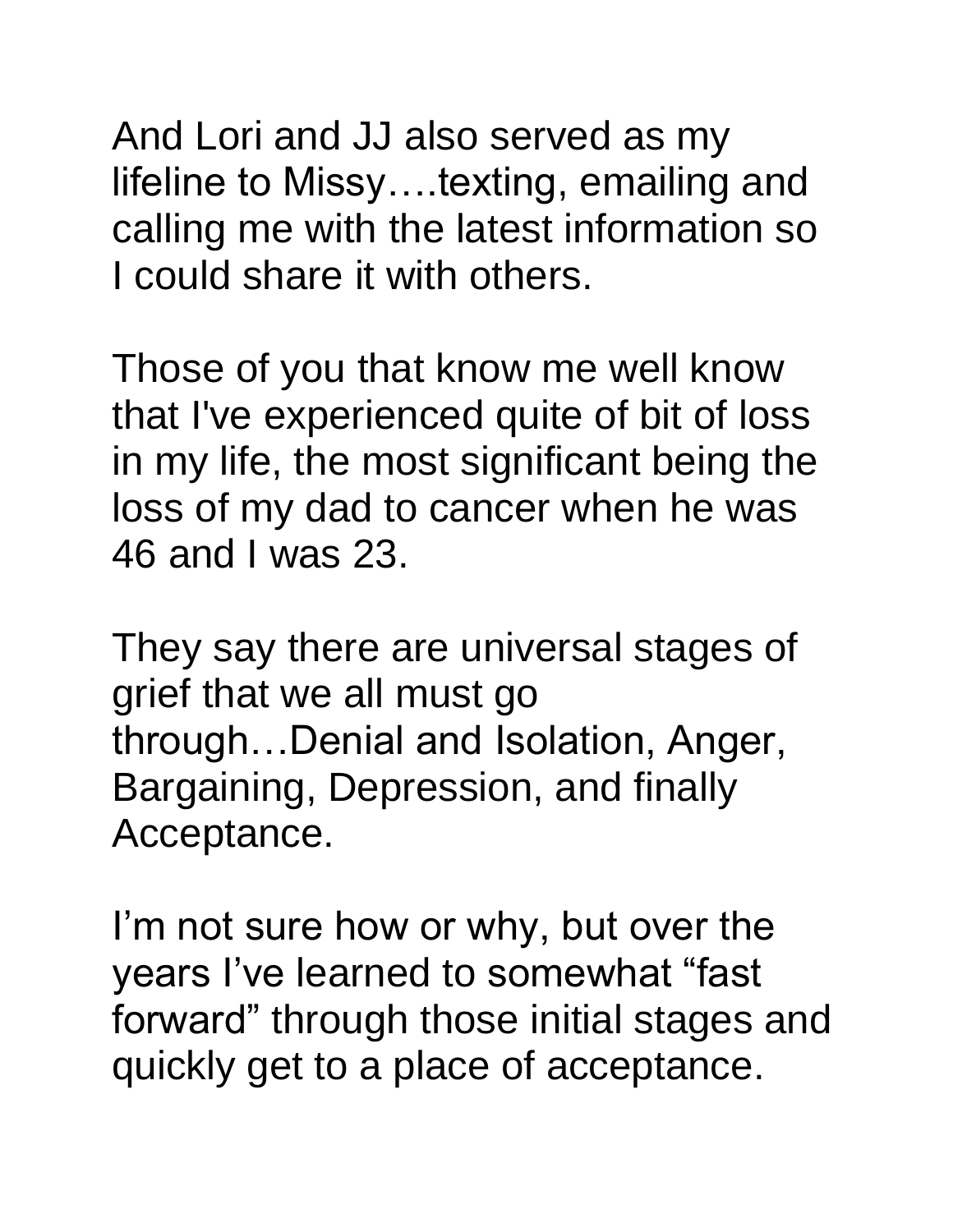And Lori and JJ also served as my lifeline to Missy….texting, emailing and calling me with the latest information so I could share it with others.

Those of you that know me well know that I've experienced quite of bit of loss in my life, the most significant being the loss of my dad to cancer when he was 46 and I was 23.

They say there are universal stages of grief that we all must go through…Denial and Isolation, Anger, Bargaining, Depression, and finally Acceptance.

I'm not sure how or why, but over the years I've learned to somewhat "fast forward" through those initial stages and quickly get to a place of acceptance.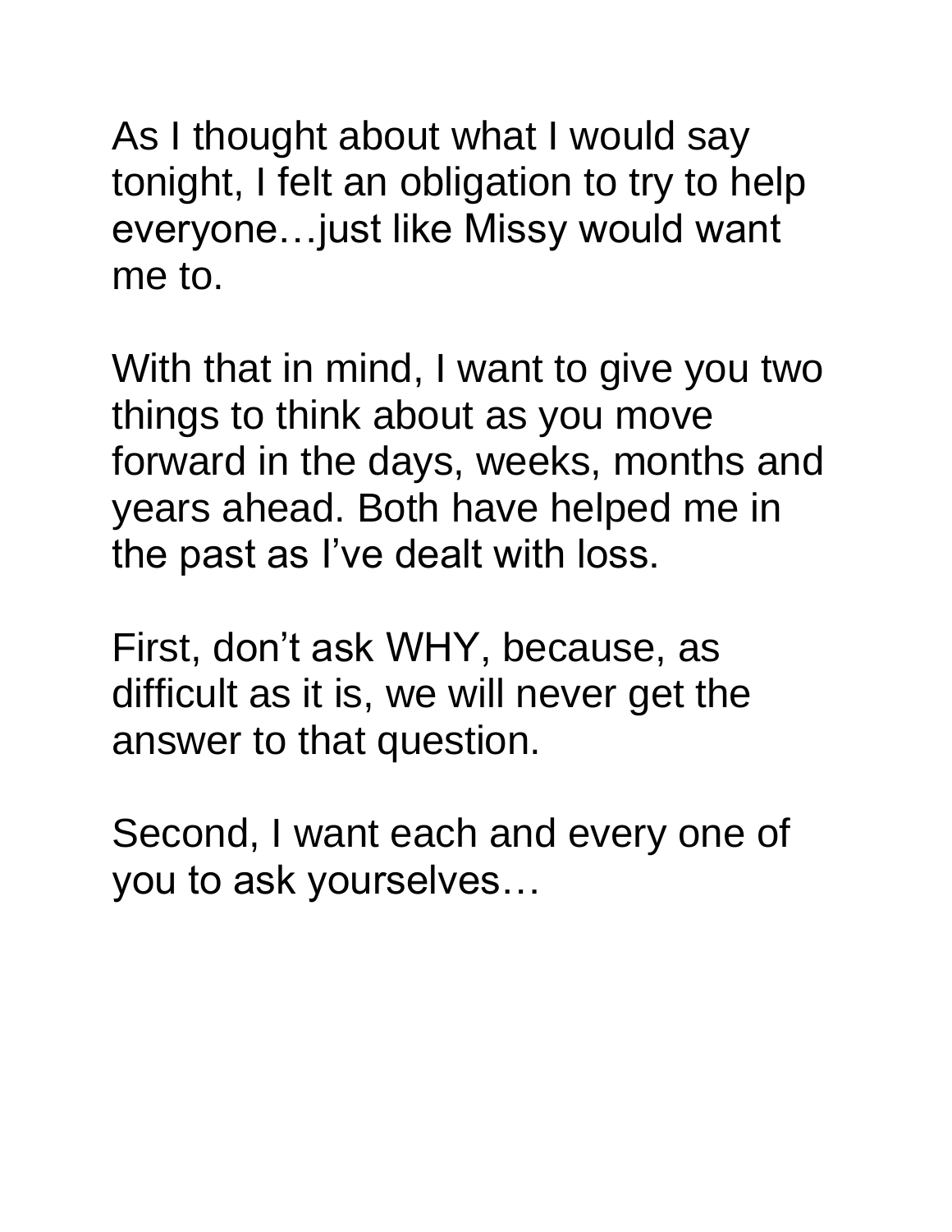As I thought about what I would say tonight, I felt an obligation to try to help everyone…just like Missy would want me to.

With that in mind, I want to give you two things to think about as you move forward in the days, weeks, months and years ahead. Both have helped me in the past as I've dealt with loss.

First, don't ask WHY, because, as difficult as it is, we will never get the answer to that question.

Second, I want each and every one of you to ask yourselves…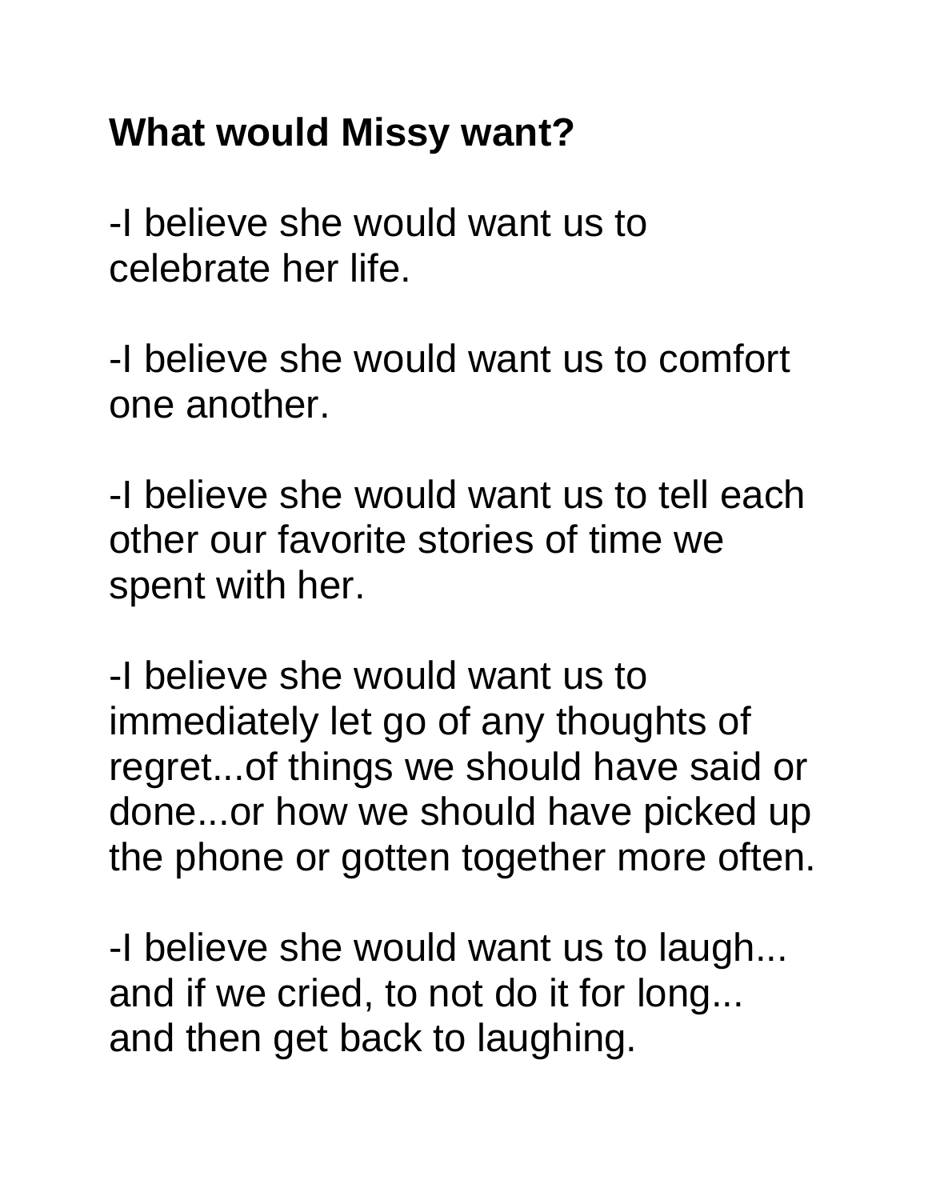**What would Missy want?**

-I believe she would want us to celebrate her life.

-I believe she would want us to comfort one another.

-I believe she would want us to tell each other our favorite stories of time we spent with her.

-I believe she would want us to immediately let go of any thoughts of regret...of things we should have said or done...or how we should have picked up the phone or gotten together more often.

-I believe she would want us to laugh... and if we cried, to not do it for long... and then get back to laughing.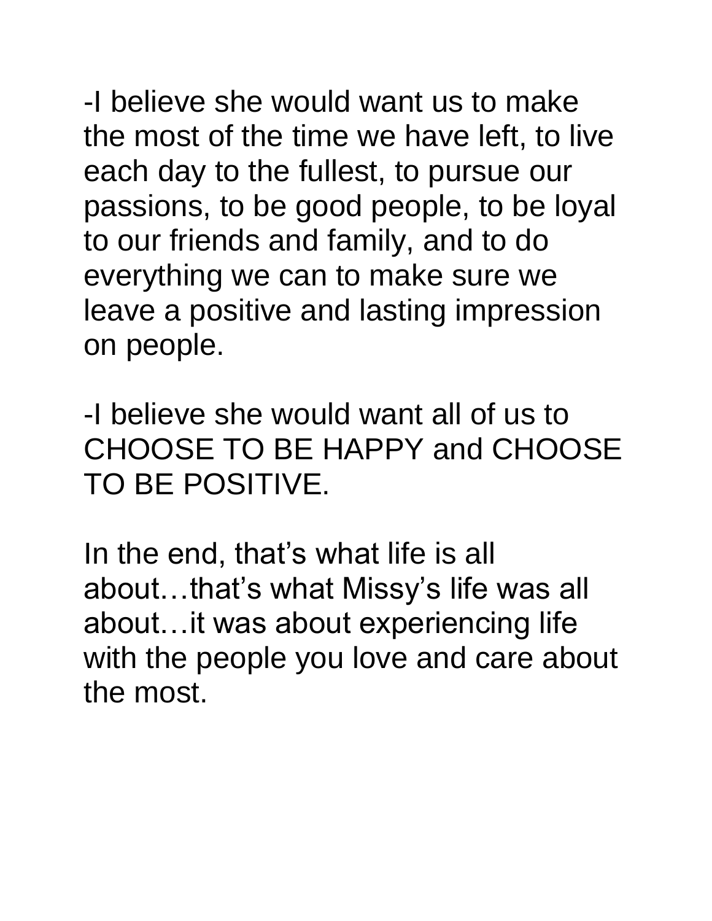-I believe she would want us to make the most of the time we have left, to live each day to the fullest, to pursue our passions, to be good people, to be loyal to our friends and family, and to do everything we can to make sure we leave a positive and lasting impression on people.

-I believe she would want all of us to CHOOSE TO BE HAPPY and CHOOSE TO BE POSITIVE.

In the end, that's what life is all about…that's what Missy's life was all about…it was about experiencing life with the people you love and care about the most.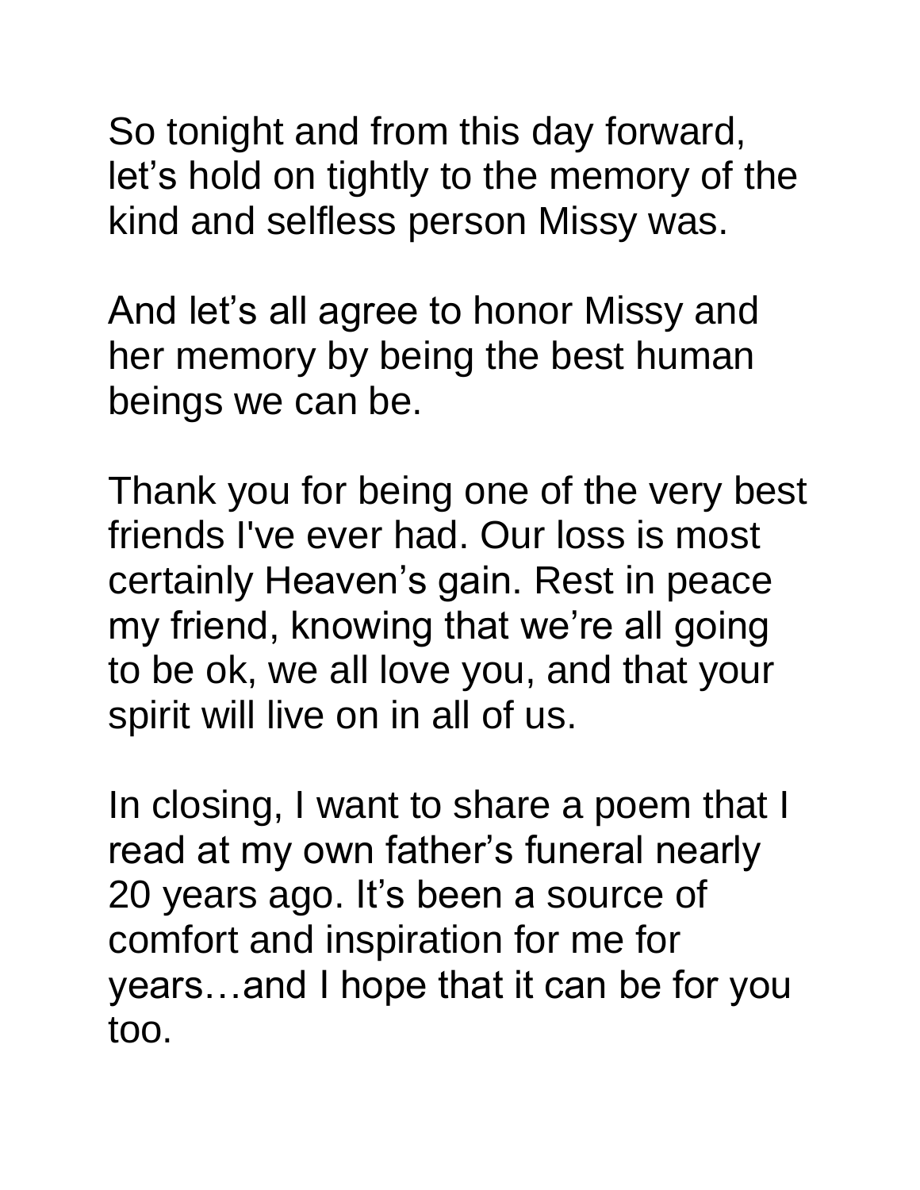So tonight and from this day forward, let's hold on tightly to the memory of the kind and selfless person Missy was.

And let's all agree to honor Missy and her memory by being the best human beings we can be.

Thank you for being one of the very best friends I've ever had. Our loss is most certainly Heaven's gain. Rest in peace my friend, knowing that we're all going to be ok, we all love you, and that your spirit will live on in all of us.

In closing, I want to share a poem that I read at my own father's funeral nearly 20 years ago. It's been a source of comfort and inspiration for me for years…and I hope that it can be for you too.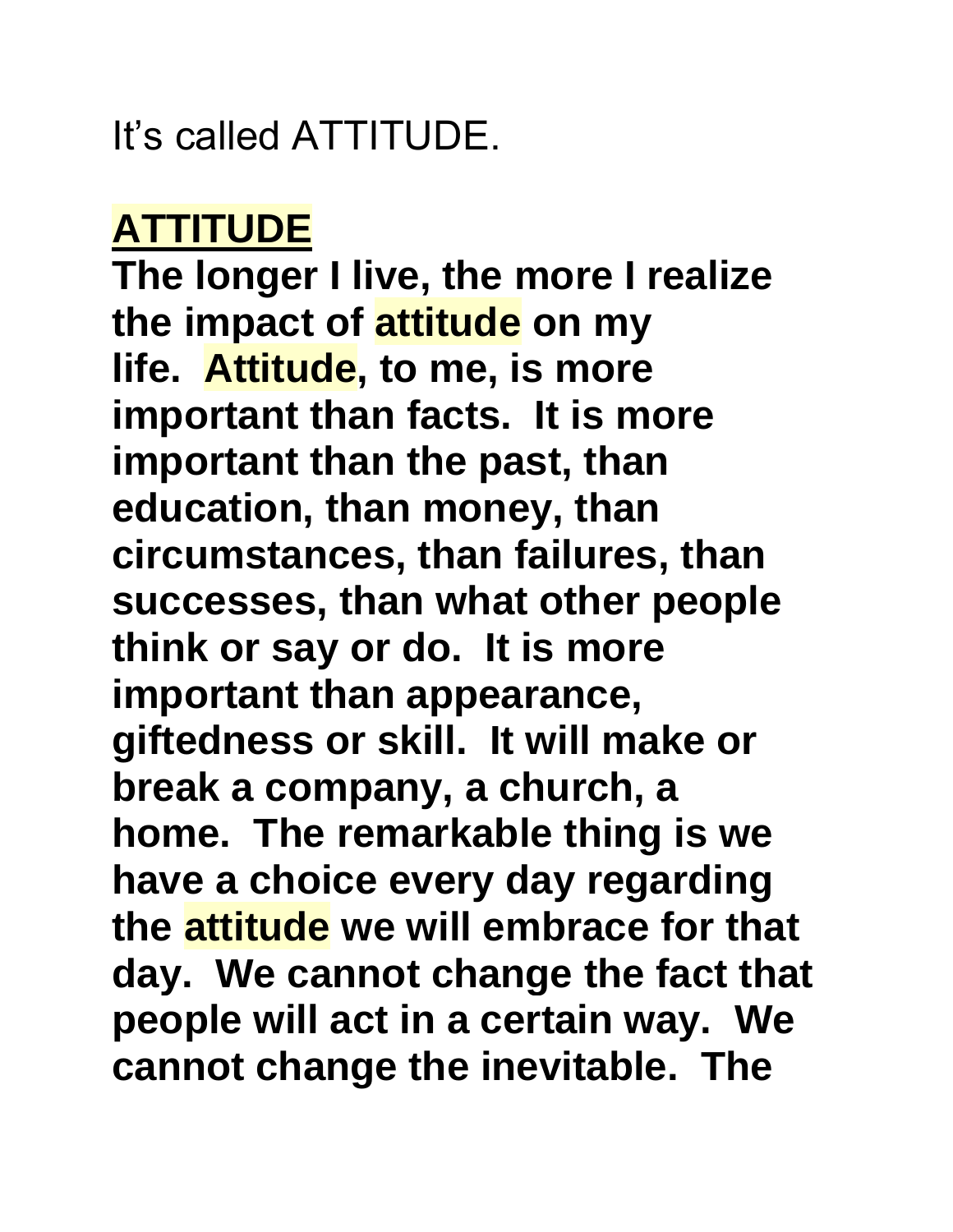It's called ATTITUDE.

## ATTITUDE

**The longer I live, the more I realize the impact of attitude on my life. Attitude, to me, is more important than facts. It is more important than the past, than education, than money, than circumstances, than failures, than successes, than what other people think or say or do. It is more important than appearance, giftedness or skill. It will make or break a company, a church, a home. The remarkable thing is we have a choice every day regarding the attitude we will embrace for that day. We cannot change the fact that people will act in a certain way. We cannot change the inevitable. The**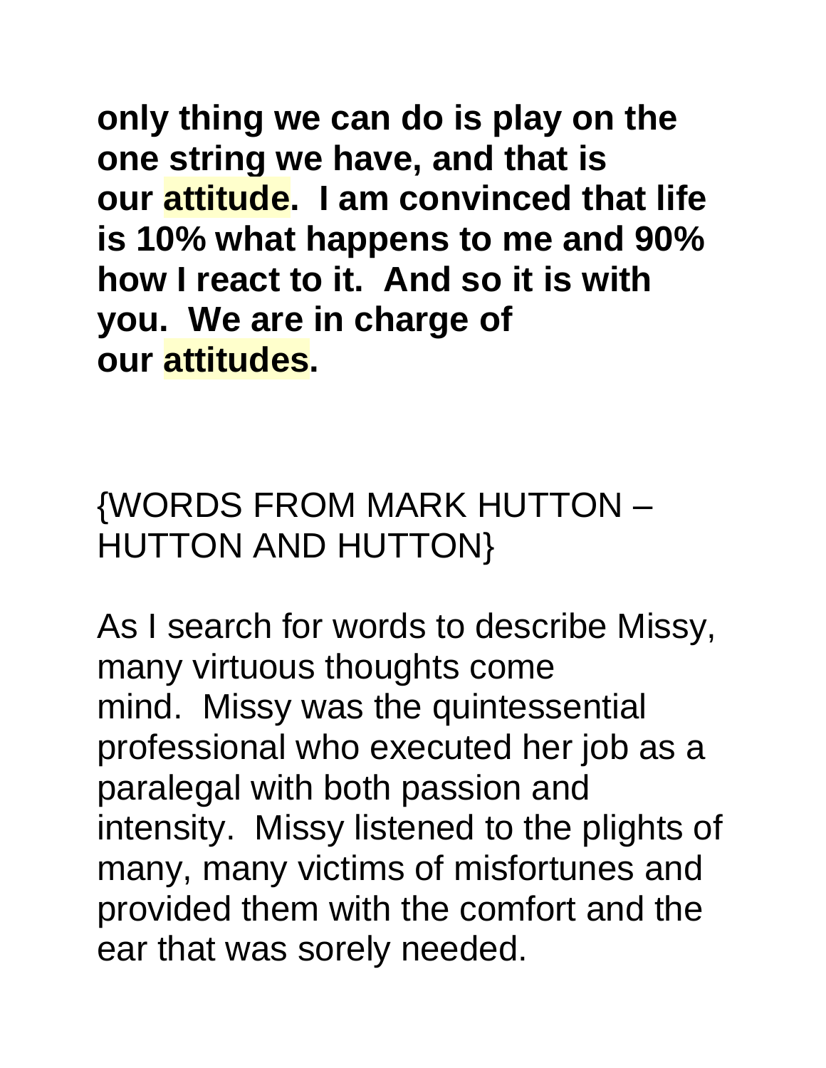**only thing we can do is play on the one string we have, and that is our attitude.  I am convinced that life is 10% what happens to me and 90% how I react to it.  And so it is with you.  We are in charge of our attitudes.**

{WORDS FROM MARK HUTTON – HUTTON AND HUTTON}

As I search for words to describe Missy, many virtuous thoughts come mind.  Missy was the quintessential professional who executed her job as a paralegal with both passion and intensity.  Missy listened to the plights of many, many victims of misfortunes and provided them with the comfort and the ear that was sorely needed.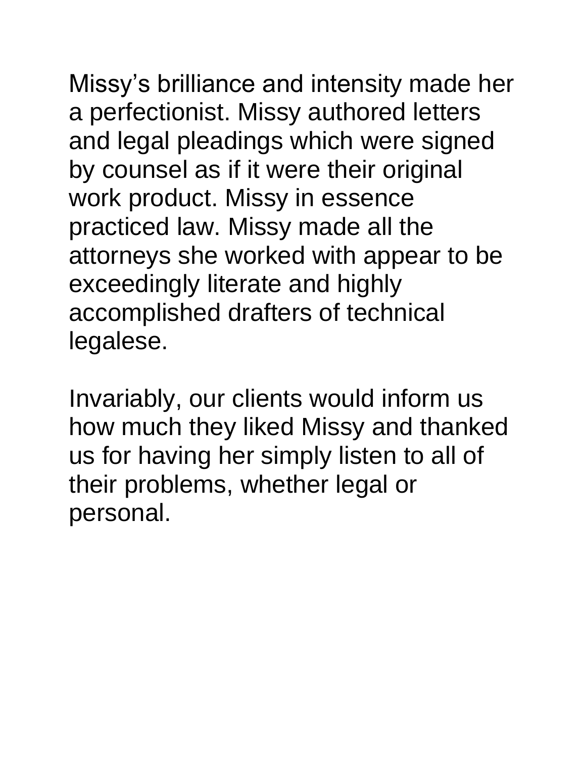Missy's brilliance and intensity made her a perfectionist. Missy authored letters and legal pleadings which were signed by counsel as if it were their original work product. Missy in essence practiced law. Missy made all the attorneys she worked with appear to be exceedingly literate and highly accomplished drafters of technical legalese.

Invariably, our clients would inform us how much they liked Missy and thanked us for having her simply listen to all of their problems, whether legal or personal.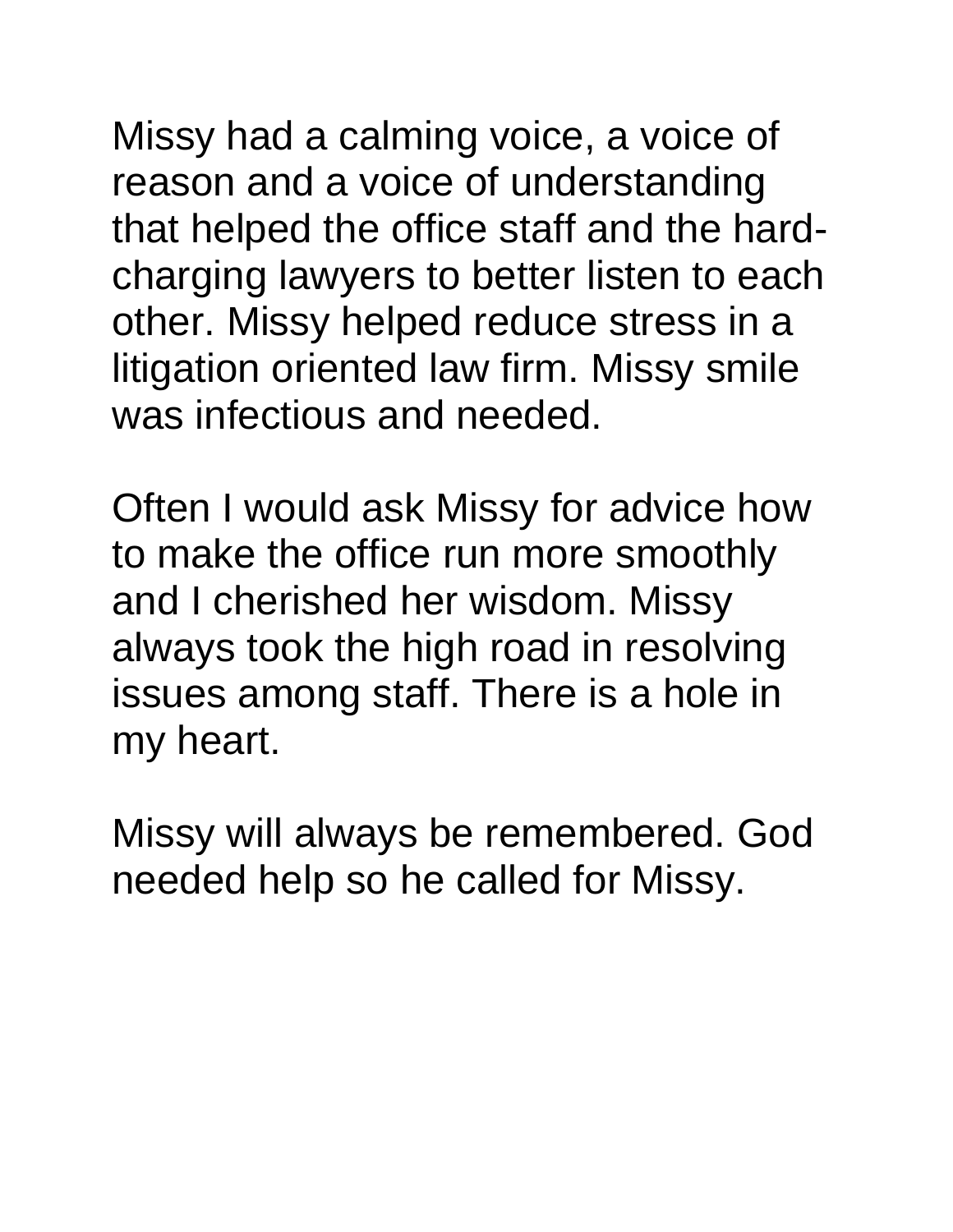Missy had a calming voice, a voice of reason and a voice of understanding that helped the office staff and the hard-charging lawyers to better listen to each other. Missy helped reduce stress in a litigation oriented law firm. Missy smile was infectious and needed.

Often I would ask Missy for advice how to make the office run more smoothly and I cherished her wisdom. Missy always took the high road in resolving issues among staff. There is a hole in my heart.

Missy will always be remembered. God needed help so he called for Missy.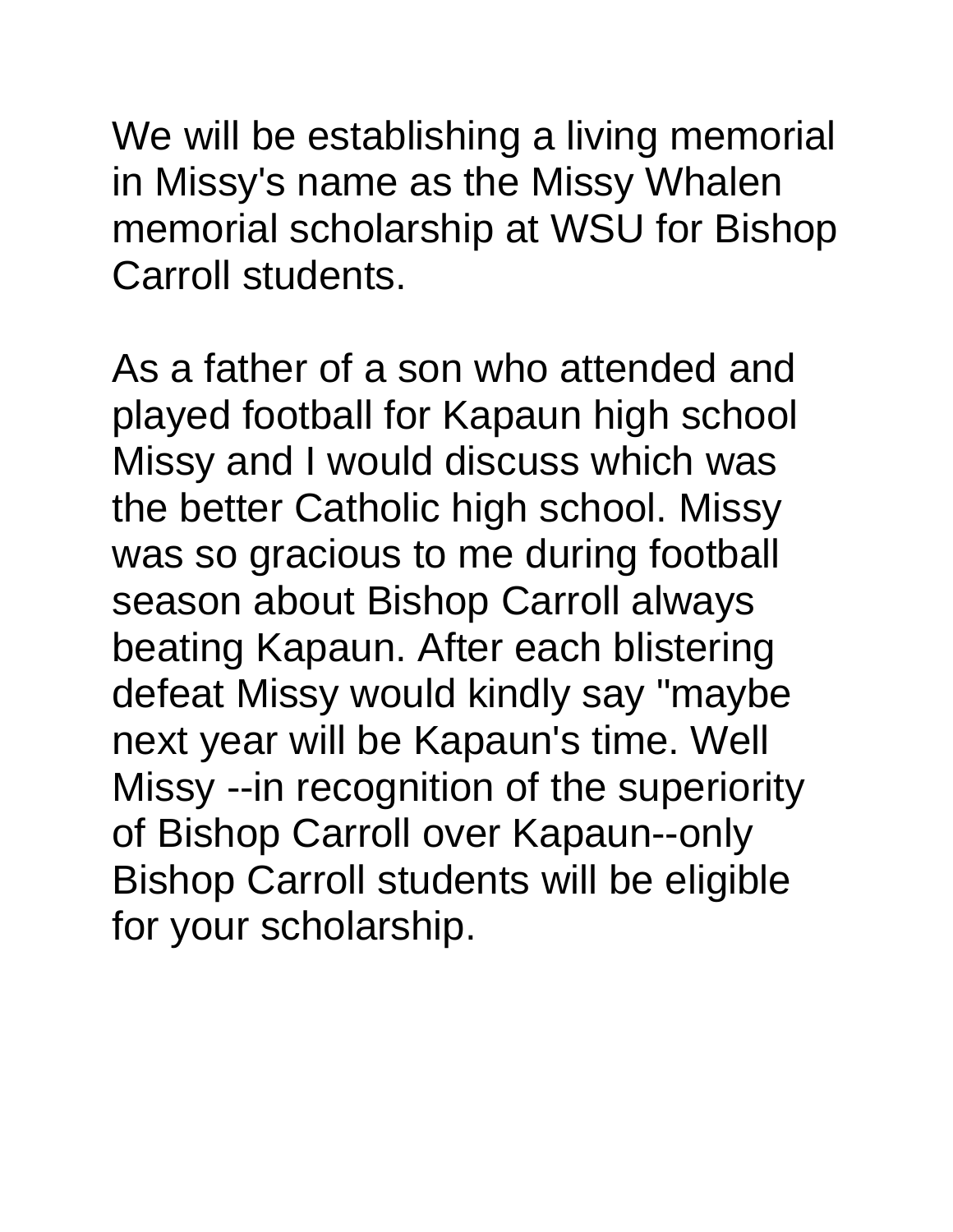We will be establishing a living memorial in Missy's name as the Missy Whalen memorial scholarship at WSU for Bishop Carroll students.

As a father of a son who attended and played football for Kapaun high school Missy and I would discuss which was the better Catholic high school. Missy was so gracious to me during football season about Bishop Carroll always beating Kapaun. After each blistering defeat Missy would kindly say "maybe next year will be Kapaun's time. Well Missy --in recognition of the superiority of Bishop Carroll over Kapaun--only Bishop Carroll students will be eligible for your scholarship.